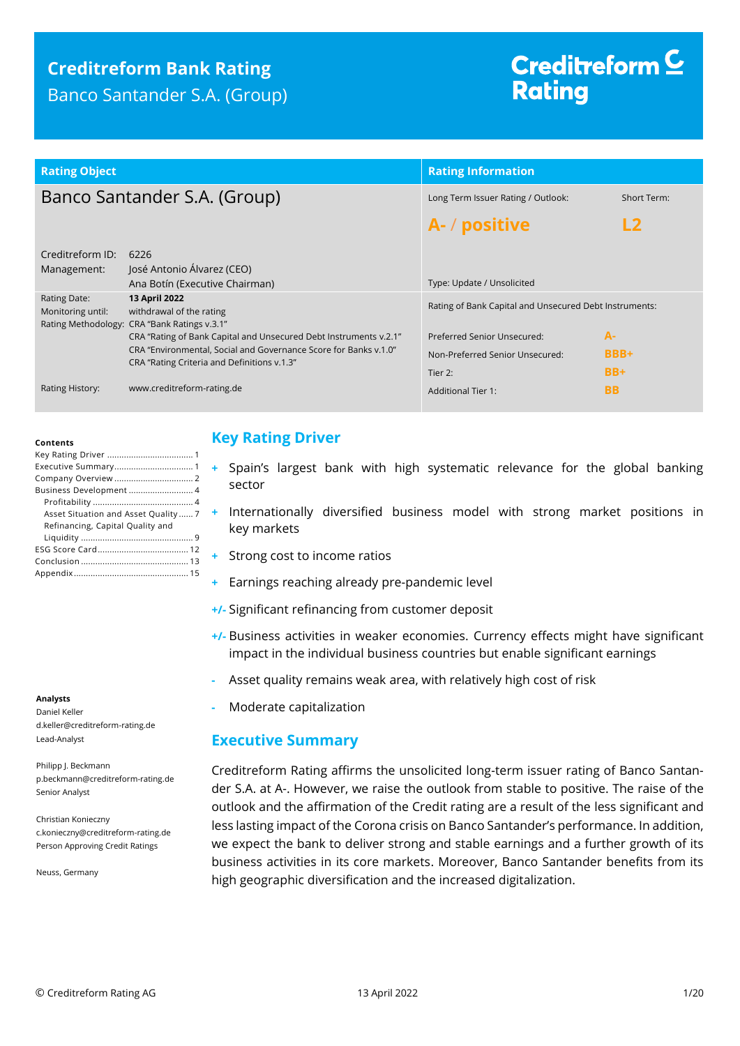# Creditreform Bank Rating

Banco Santander S.A. (Group)

Creditreform Rating

| Rating Object | | Rating Information | |
|---|---|---|---|
| Banco Santander S.A. (Group) | | Long Term Issuer Rating / Outlook: **A- / positive** | Short Term: **L2** |
| Creditreform ID: | 6226 | | |
| Management: | José Antonio Álvarez (CEO), Ana Botín (Executive Chairman) | Type: Update / Unsolicited | |
| Rating Date: | **13 April 2022** | Rating of Bank Capital and Unsecured Debt Instruments: | |
| Monitoring until: | withdrawal of the rating | | |
| Rating Methodology: | CRA "Bank Ratings v.3.1" CRA "Rating of Bank Capital and Unsecured Debt Instruments v.2.1" CRA "Environmental, Social and Governance Score for Banks v.1.0" CRA "Rating Criteria and Definitions v.1.3" | Preferred Senior Unsecured: | A- |
| | | Non-Preferred Senior Unsecured: | BBB+ |
| | | Tier 2: | BB+ |
| Rating History: | www.creditreform-rating.de | Additional Tier 1: | BB |

**Contents**

- Key Rating Driver 1
- Executive Summary 1
- Company Overview 2
- Business Development 4
  - Profitability 4
  - Asset Situation and Asset Quality 7
  - Refinancing, Capital Quality and Liquidity 9
- ESG Score Card 12
- Conclusion 13
- Appendix 15

**Analysts**

Daniel Keller
d.keller@creditreform-rating.de
Lead-Analyst

Philipp J. Beckmann
p.beckmann@creditreform-rating.de
Senior Analyst

Christian Konieczny
c.konieczny@creditreform-rating.de
Person Approving Credit Ratings

Neuss, Germany

## Key Rating Driver

- \+ Spain's largest bank with high systematic relevance for the global banking sector
- \+ Internationally diversified business model with strong market positions in key markets
- \+ Strong cost to income ratios
- \+ Earnings reaching already pre-pandemic level
- +/- Significant refinancing from customer deposit
- +/- Business activities in weaker economies. Currency effects might have significant impact in the individual business countries but enable significant earnings
- \- Asset quality remains weak area, with relatively high cost of risk
- \- Moderate capitalization

## Executive Summary

Creditreform Rating affirms the unsolicited long-term issuer rating of Banco Santander S.A. at A-. However, we raise the outlook from stable to positive. The raise of the outlook and the affirmation of the Credit rating are a result of the less significant and less lasting impact of the Corona crisis on Banco Santander's performance. In addition, we expect the bank to deliver strong and stable earnings and a further growth of its business activities in its core markets. Moreover, Banco Santander benefits from its high geographic diversification and the increased digitalization.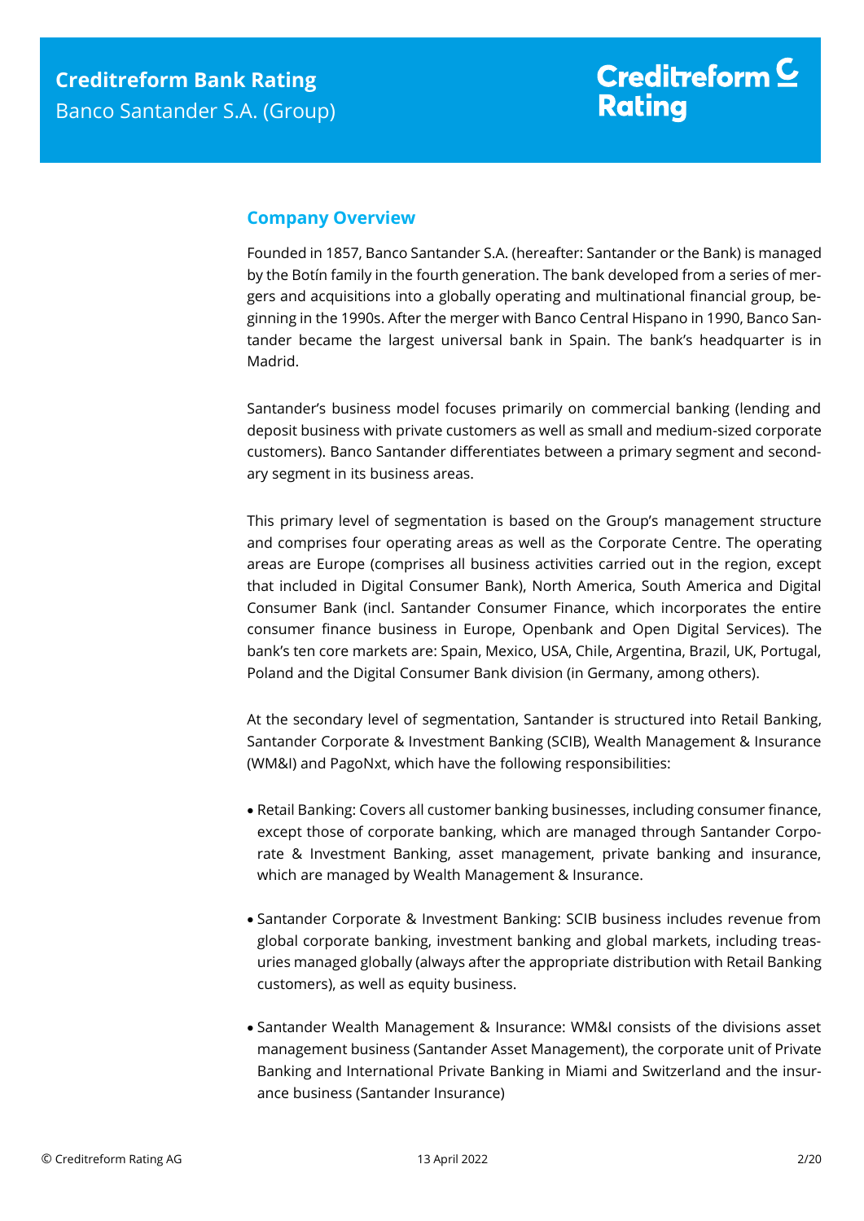## Company Overview

Founded in 1857, Banco Santander S.A. (hereafter: Santander or the Bank) is managed by the Botín family in the fourth generation. The bank developed from a series of mergers and acquisitions into a globally operating and multinational financial group, beginning in the 1990s. After the merger with Banco Central Hispano in 1990, Banco Santander became the largest universal bank in Spain. The bank's headquarter is in Madrid.

Santander's business model focuses primarily on commercial banking (lending and deposit business with private customers as well as small and medium-sized corporate customers). Banco Santander differentiates between a primary segment and secondary segment in its business areas.

This primary level of segmentation is based on the Group's management structure and comprises four operating areas as well as the Corporate Centre. The operating areas are Europe (comprises all business activities carried out in the region, except that included in Digital Consumer Bank), North America, South America and Digital Consumer Bank (incl. Santander Consumer Finance, which incorporates the entire consumer finance business in Europe, Openbank and Open Digital Services). The bank's ten core markets are: Spain, Mexico, USA, Chile, Argentina, Brazil, UK, Portugal, Poland and the Digital Consumer Bank division (in Germany, among others).

At the secondary level of segmentation, Santander is structured into Retail Banking, Santander Corporate & Investment Banking (SCIB), Wealth Management & Insurance (WM&I) and PagoNxt, which have the following responsibilities:

- Retail Banking: Covers all customer banking businesses, including consumer finance, except those of corporate banking, which are managed through Santander Corporate & Investment Banking, asset management, private banking and insurance, which are managed by Wealth Management & Insurance.
- Santander Corporate & Investment Banking: SCIB business includes revenue from global corporate banking, investment banking and global markets, including treasuries managed globally (always after the appropriate distribution with Retail Banking customers), as well as equity business.
- Santander Wealth Management & Insurance: WM&I consists of the divisions asset management business (Santander Asset Management), the corporate unit of Private Banking and International Private Banking in Miami and Switzerland and the insurance business (Santander Insurance)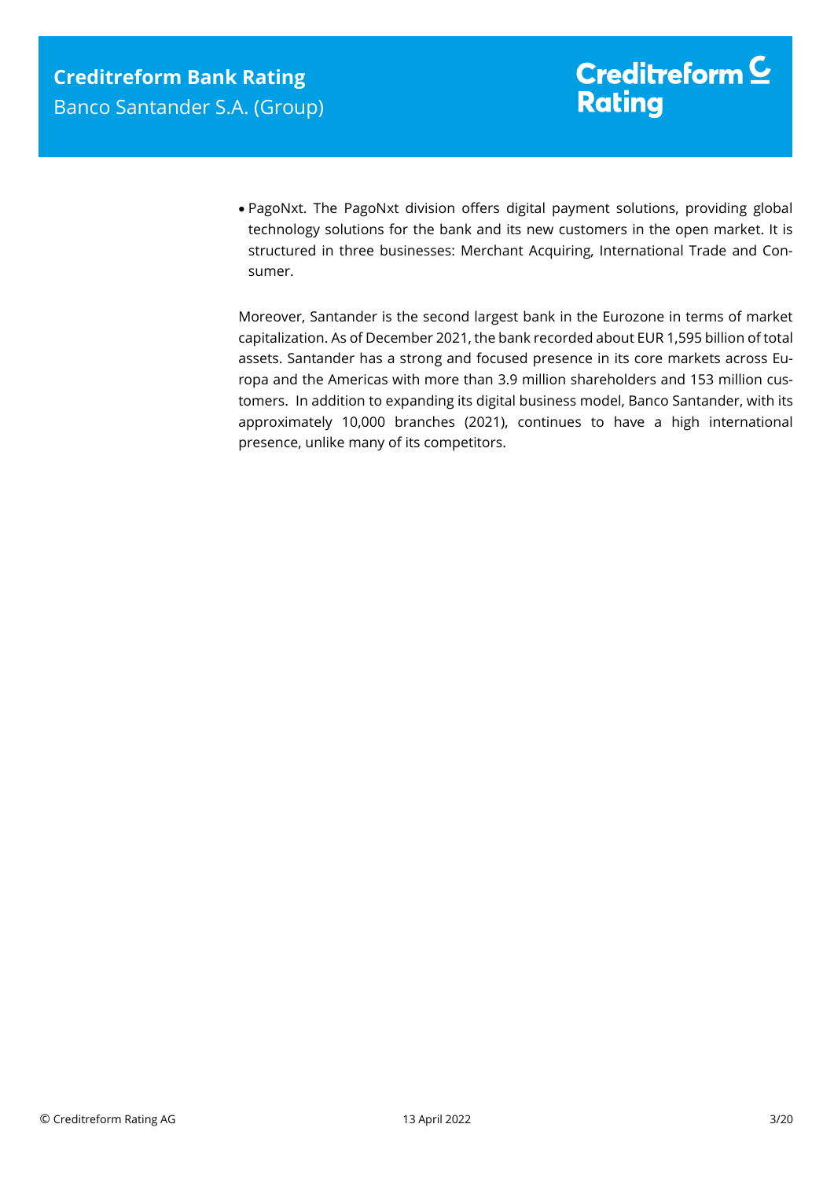- PagoNxt. The PagoNxt division offers digital payment solutions, providing global technology solutions for the bank and its new customers in the open market. It is structured in three businesses: Merchant Acquiring, International Trade and Consumer.

Moreover, Santander is the second largest bank in the Eurozone in terms of market capitalization. As of December 2021, the bank recorded about EUR 1,595 billion of total assets. Santander has a strong and focused presence in its core markets across Europa and the Americas with more than 3.9 million shareholders and 153 million customers. In addition to expanding its digital business model, Banco Santander, with its approximately 10,000 branches (2021), continues to have a high international presence, unlike many of its competitors.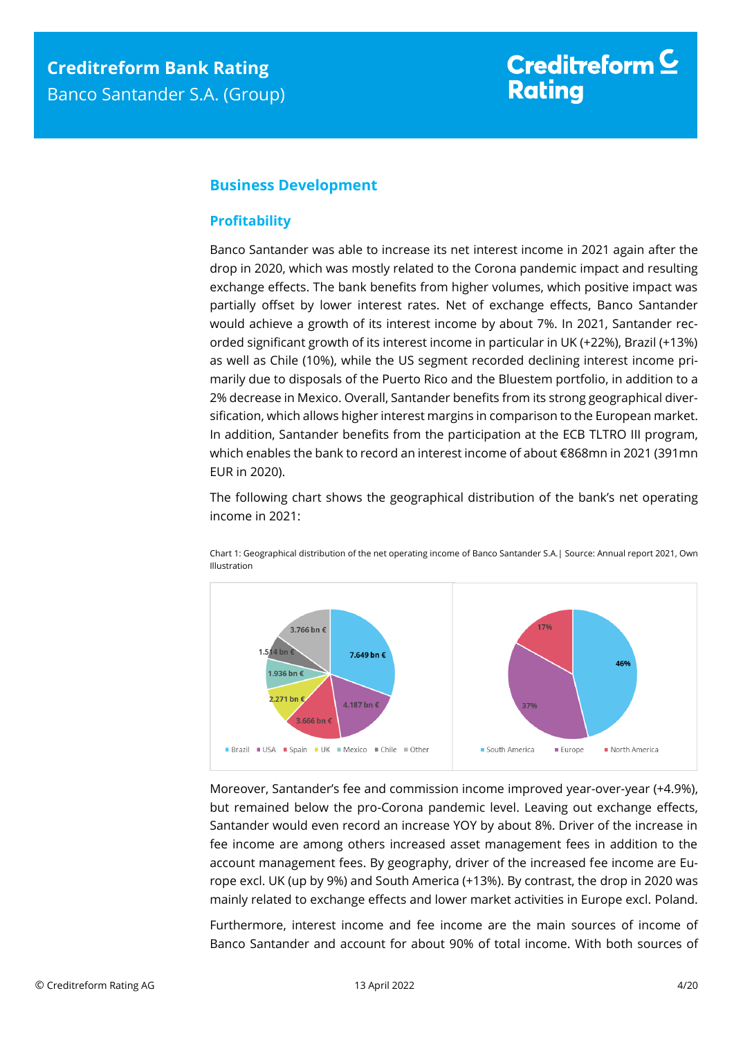## Business Development

### Profitability

Banco Santander was able to increase its net interest income in 2021 again after the drop in 2020, which was mostly related to the Corona pandemic impact and resulting exchange effects. The bank benefits from higher volumes, which positive impact was partially offset by lower interest rates. Net of exchange effects, Banco Santander would achieve a growth of its interest income by about 7%. In 2021, Santander recorded significant growth of its interest income in particular in UK (+22%), Brazil (+13%) as well as Chile (10%), while the US segment recorded declining interest income primarily due to disposals of the Puerto Rico and the Bluestem portfolio, in addition to a 2% decrease in Mexico. Overall, Santander benefits from its strong geographical diversification, which allows higher interest margins in comparison to the European market. In addition, Santander benefits from the participation at the ECB TLTRO III program, which enables the bank to record an interest income of about €868mn in 2021 (391mn EUR in 2020).

The following chart shows the geographical distribution of the bank's net operating income in 2021:

Chart 1: Geographical distribution of the net operating income of Banco Santander S.A. | Source: Annual report 2021, Own Illustration

7.649 bn €
4.187 bn €
3.666 bn €
2.271 bn €
1.936 bn €
1.514 bn €
3.766 bn €

Brazil, USA, Spain, UK, Mexico, Chile, Other

46%
37%
17%

South America, Europe, North America

Moreover, Santander's fee and commission income improved year-over-year (+4.9%), but remained below the pro-Corona pandemic level. Leaving out exchange effects, Santander would even record an increase YOY by about 8%. Driver of the increase in fee income are among others increased asset management fees in addition to the account management fees. By geography, driver of the increased fee income are Europe excl. UK (up by 9%) and South America (+13%). By contrast, the drop in 2020 was mainly related to exchange effects and lower market activities in Europe excl. Poland.

Furthermore, interest income and fee income are the main sources of income of Banco Santander and account for about 90% of total income. With both sources of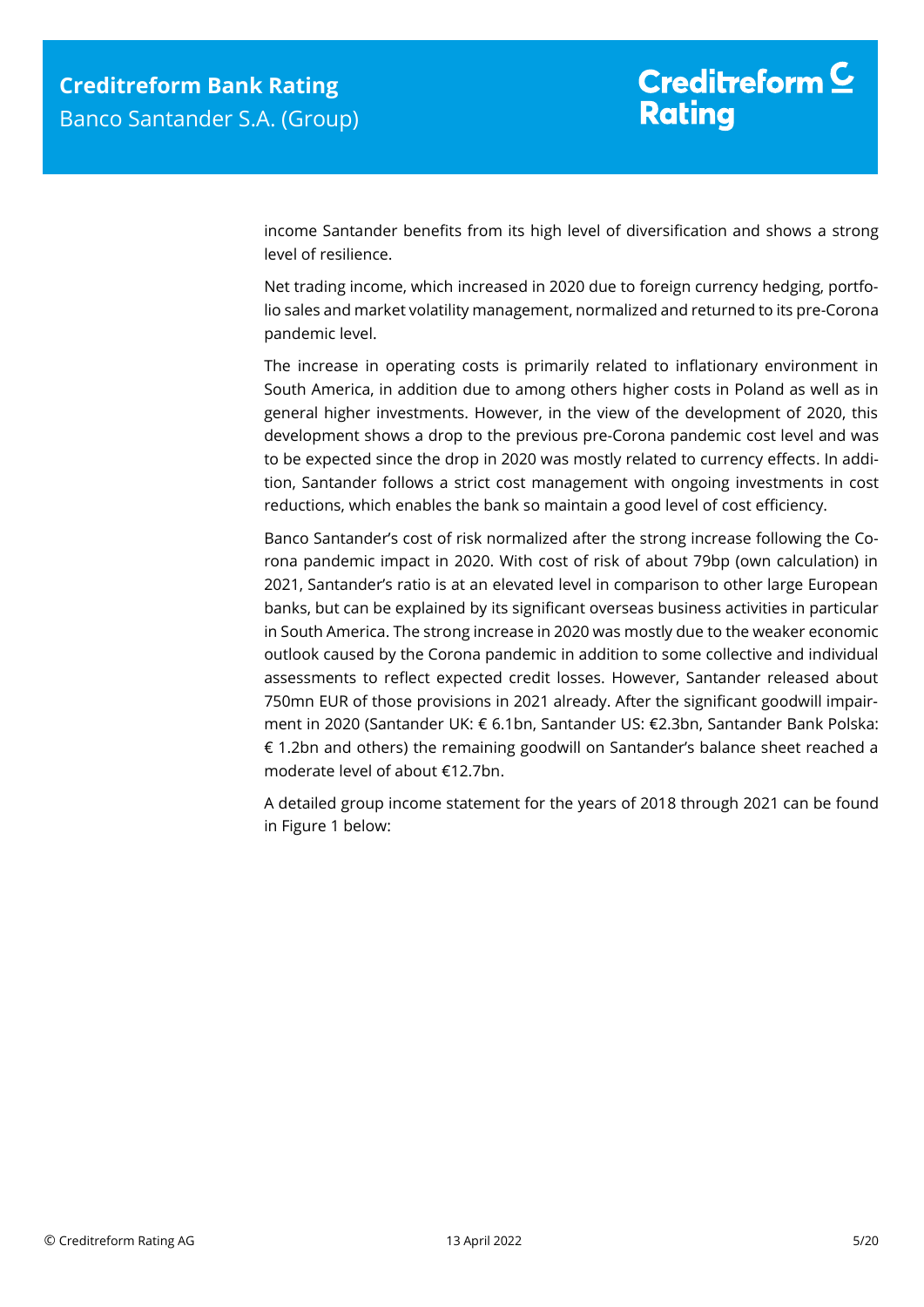income Santander benefits from its high level of diversification and shows a strong level of resilience.

Net trading income, which increased in 2020 due to foreign currency hedging, portfolio sales and market volatility management, normalized and returned to its pre-Corona pandemic level.

The increase in operating costs is primarily related to inflationary environment in South America, in addition due to among others higher costs in Poland as well as in general higher investments. However, in the view of the development of 2020, this development shows a drop to the previous pre-Corona pandemic cost level and was to be expected since the drop in 2020 was mostly related to currency effects. In addition, Santander follows a strict cost management with ongoing investments in cost reductions, which enables the bank so maintain a good level of cost efficiency.

Banco Santander's cost of risk normalized after the strong increase following the Corona pandemic impact in 2020. With cost of risk of about 79bp (own calculation) in 2021, Santander's ratio is at an elevated level in comparison to other large European banks, but can be explained by its significant overseas business activities in particular in South America. The strong increase in 2020 was mostly due to the weaker economic outlook caused by the Corona pandemic in addition to some collective and individual assessments to reflect expected credit losses. However, Santander released about 750mn EUR of those provisions in 2021 already. After the significant goodwill impairment in 2020 (Santander UK: € 6.1bn, Santander US: €2.3bn, Santander Bank Polska: € 1.2bn and others) the remaining goodwill on Santander's balance sheet reached a moderate level of about €12.7bn.

A detailed group income statement for the years of 2018 through 2021 can be found in Figure 1 below: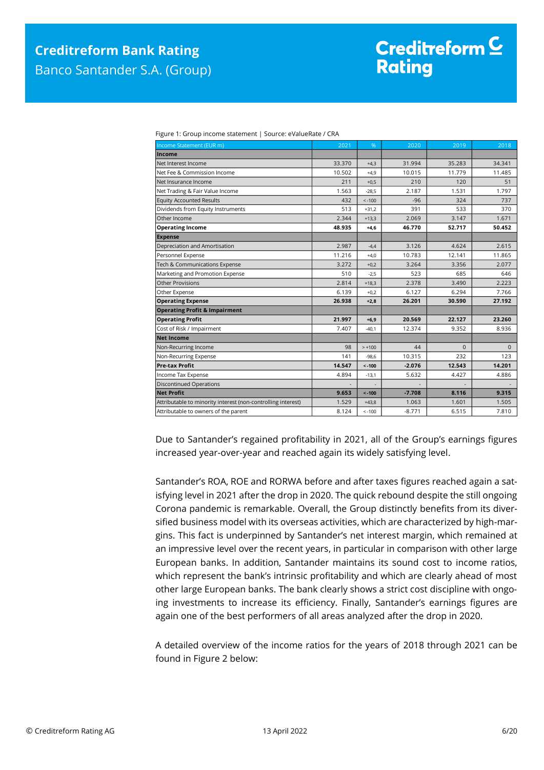Figure 1: Group income statement | Source: eValueRate / CRA

| Income Statement (EUR m) | 2021 | % | 2020 | 2019 | 2018 |
|---|---|---|---|---|---|
| **Income** | | | | | |
| Net Interest Income | 33.370 | +4,3 | 31.994 | 35.283 | 34.341 |
| Net Fee & Commission Income | 10.502 | +4,9 | 10.015 | 11.779 | 11.485 |
| Net Insurance Income | 211 | +0,5 | 210 | 120 | 51 |
| Net Trading & Fair Value Income | 1.563 | -28,5 | 2.187 | 1.531 | 1.797 |
| Equity Accounted Results | 432 | < -100 | -96 | 324 | 737 |
| Dividends from Equity Instruments | 513 | +31,2 | 391 | 533 | 370 |
| Other Income | 2.344 | +13,3 | 2.069 | 3.147 | 1.671 |
| **Operating Income** | **48.935** | **+4,6** | **46.770** | **52.717** | **50.452** |
| **Expense** | | | | | |
| Depreciation and Amortisation | 2.987 | -4,4 | 3.126 | 4.624 | 2.615 |
| Personnel Expense | 11.216 | +4,0 | 10.783 | 12.141 | 11.865 |
| Tech & Communications Expense | 3.272 | +0,2 | 3.264 | 3.356 | 2.077 |
| Marketing and Promotion Expense | 510 | -2,5 | 523 | 685 | 646 |
| Other Provisions | 2.814 | +18,3 | 2.378 | 3.490 | 2.223 |
| Other Expense | 6.139 | +0,2 | 6.127 | 6.294 | 7.766 |
| **Operating Expense** | **26.938** | **+2,8** | **26.201** | **30.590** | **27.192** |
| **Operating Profit & Impairment** | | | | | |
| **Operating Profit** | **21.997** | **+6,9** | **20.569** | **22.127** | **23.260** |
| Cost of Risk / Impairment | 7.407 | -40,1 | 12.374 | 9.352 | 8.936 |
| **Net Income** | | | | | |
| Non-Recurring Income | 98 | > +100 | 44 | 0 | 0 |
| Non-Recurring Expense | 141 | -98,6 | 10.315 | 232 | 123 |
| **Pre-tax Profit** | **14.547** | **< -100** | **-2.076** | **12.543** | **14.201** |
| Income Tax Expense | 4.894 | -13,1 | 5.632 | 4.427 | 4.886 |
| Discontinued Operations | - | - | - | - | - |
| **Net Profit** | **9.653** | **< -100** | **-7.708** | **8.116** | **9.315** |
| Attributable to minority interest (non-controlling interest) | 1.529 | +43,8 | 1.063 | 1.601 | 1.505 |
| Attributable to owners of the parent | 8.124 | < -100 | -8.771 | 6.515 | 7.810 |

Due to Santander's regained profitability in 2021, all of the Group's earnings figures increased year-over-year and reached again its widely satisfying level.

Santander's ROA, ROE and RORWA before and after taxes figures reached again a satisfying level in 2021 after the drop in 2020. The quick rebound despite the still ongoing Corona pandemic is remarkable. Overall, the Group distinctly benefits from its diversified business model with its overseas activities, which are characterized by high-margins. This fact is underpinned by Santander's net interest margin, which remained at an impressive level over the recent years, in particular in comparison with other large European banks. In addition, Santander maintains its sound cost to income ratios, which represent the bank's intrinsic profitability and which are clearly ahead of most other large European banks. The bank clearly shows a strict cost discipline with ongoing investments to increase its efficiency. Finally, Santander's earnings figures are again one of the best performers of all areas analyzed after the drop in 2020.

A detailed overview of the income ratios for the years of 2018 through 2021 can be found in Figure 2 below: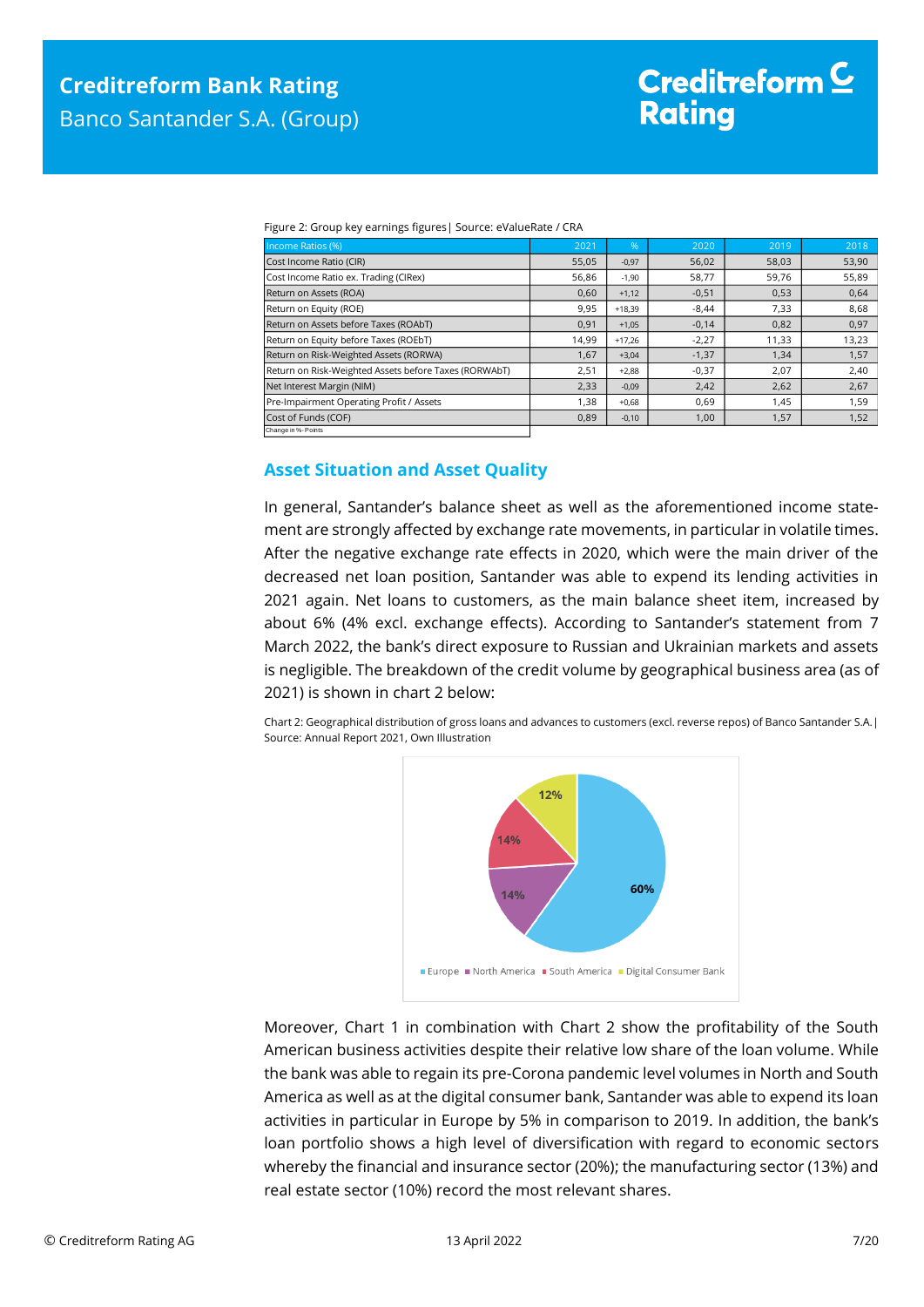Figure 2: Group key earnings figures | Source: eValueRate / CRA

| Income Ratios (%) | 2021 | % | 2020 | 2019 | 2018 |
|---|---|---|---|---|---|
| Cost Income Ratio (CIR) | 55,05 | -0,97 | 56,02 | 58,03 | 53,90 |
| Cost Income Ratio ex. Trading (CIRex) | 56,86 | -1,90 | 58,77 | 59,76 | 55,89 |
| Return on Assets (ROA) | 0,60 | +1,12 | -0,51 | 0,53 | 0,64 |
| Return on Equity (ROE) | 9,95 | +18,39 | -8,44 | 7,33 | 8,68 |
| Return on Assets before Taxes (ROAbT) | 0,91 | +1,05 | -0,14 | 0,82 | 0,97 |
| Return on Equity before Taxes (ROEbT) | 14,99 | +17,26 | -2,27 | 11,33 | 13,23 |
| Return on Risk-Weighted Assets (RORWA) | 1,67 | +3,04 | -1,37 | 1,34 | 1,57 |
| Return on Risk-Weighted Assets before Taxes (RORWAbT) | 2,51 | +2,88 | -0,37 | 2,07 | 2,40 |
| Net Interest Margin (NIM) | 2,33 | -0,09 | 2,42 | 2,62 | 2,67 |
| Pre-Impairment Operating Profit / Assets | 1,38 | +0,68 | 0,69 | 1,45 | 1,59 |
| Cost of Funds (COF) | 0,89 | -0,10 | 1,00 | 1,57 | 1,52 |
| Change in %- Points | | | | | |

## Asset Situation and Asset Quality

In general, Santander's balance sheet as well as the aforementioned income statement are strongly affected by exchange rate movements, in particular in volatile times. After the negative exchange rate effects in 2020, which were the main driver of the decreased net loan position, Santander was able to expend its lending activities in 2021 again. Net loans to customers, as the main balance sheet item, increased by about 6% (4% excl. exchange effects). According to Santander's statement from 7 March 2022, the bank's direct exposure to Russian and Ukrainian markets and assets is negligible. The breakdown of the credit volume by geographical business area (as of 2021) is shown in chart 2 below:

Chart 2: Geographical distribution of gross loans and advances to customers (excl. reverse repos) of Banco Santander S.A. | Source: Annual Report 2021, Own Illustration

| Region | Share |
|---|---|
| Europe | 60% |
| North America | 14% |
| South America | 14% |
| Digital Consumer Bank | 12% |

Moreover, Chart 1 in combination with Chart 2 show the profitability of the South American business activities despite their relative low share of the loan volume. While the bank was able to regain its pre-Corona pandemic level volumes in North and South America as well as at the digital consumer bank, Santander was able to expend its loan activities in particular in Europe by 5% in comparison to 2019. In addition, the bank's loan portfolio shows a high level of diversification with regard to economic sectors whereby the financial and insurance sector (20%); the manufacturing sector (13%) and real estate sector (10%) record the most relevant shares.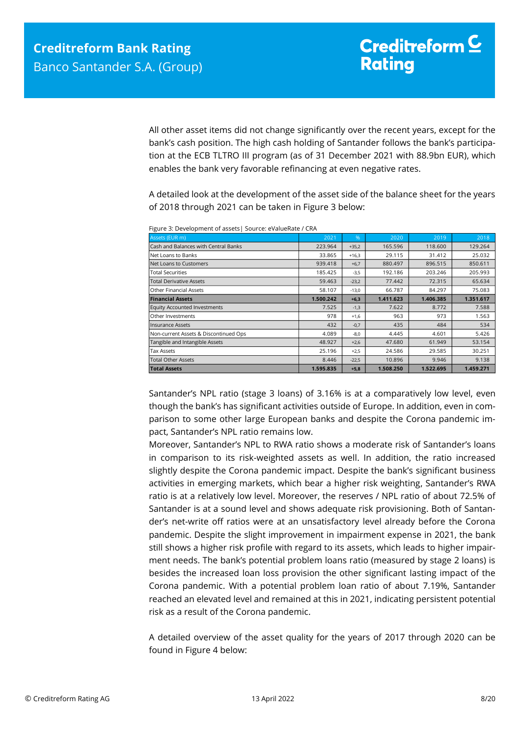All other asset items did not change significantly over the recent years, except for the bank's cash position. The high cash holding of Santander follows the bank's participation at the ECB TLTRO III program (as of 31 December 2021 with 88.9bn EUR), which enables the bank very favorable refinancing at even negative rates.

A detailed look at the development of the asset side of the balance sheet for the years of 2018 through 2021 can be taken in Figure 3 below:

Figure 3: Development of assets| Source: eValueRate / CRA

| Assets (EUR m) | 2021 | % | 2020 | 2019 | 2018 |
|---|---|---|---|---|---|
| Cash and Balances with Central Banks | 223.964 | +35,2 | 165.596 | 118.600 | 129.264 |
| Net Loans to Banks | 33.865 | +16,3 | 29.115 | 31.412 | 25.032 |
| Net Loans to Customers | 939.418 | +6,7 | 880.497 | 896.515 | 850.611 |
| Total Securities | 185.425 | -3,5 | 192.186 | 203.246 | 205.993 |
| Total Derivative Assets | 59.463 | -23,2 | 77.442 | 72.315 | 65.634 |
| Other Financial Assets | 58.107 | -13,0 | 66.787 | 84.297 | 75.083 |
| **Financial Assets** | **1.500.242** | **+6,3** | **1.411.623** | **1.406.385** | **1.351.617** |
| Equity Accounted Investments | 7.525 | -1,3 | 7.622 | 8.772 | 7.588 |
| Other Investments | 978 | +1,6 | 963 | 973 | 1.563 |
| Insurance Assets | 432 | -0,7 | 435 | 484 | 534 |
| Non-current Assets & Discontinued Ops | 4.089 | -8,0 | 4.445 | 4.601 | 5.426 |
| Tangible and Intangible Assets | 48.927 | +2,6 | 47.680 | 61.949 | 53.154 |
| Tax Assets | 25.196 | +2,5 | 24.586 | 29.585 | 30.251 |
| Total Other Assets | 8.446 | -22,5 | 10.896 | 9.946 | 9.138 |
| **Total Assets** | **1.595.835** | **+5,8** | **1.508.250** | **1.522.695** | **1.459.271** |

Santander's NPL ratio (stage 3 loans) of 3.16% is at a comparatively low level, even though the bank's has significant activities outside of Europe. In addition, even in comparison to some other large European banks and despite the Corona pandemic impact, Santander's NPL ratio remains low.

Moreover, Santander's NPL to RWA ratio shows a moderate risk of Santander's loans in comparison to its risk-weighted assets as well. In addition, the ratio increased slightly despite the Corona pandemic impact. Despite the bank's significant business activities in emerging markets, which bear a higher risk weighting, Santander's RWA ratio is at a relatively low level. Moreover, the reserves / NPL ratio of about 72.5% of Santander is at a sound level and shows adequate risk provisioning. Both of Santander's net-write off ratios were at an unsatisfactory level already before the Corona pandemic. Despite the slight improvement in impairment expense in 2021, the bank still shows a higher risk profile with regard to its assets, which leads to higher impairment needs. The bank's potential problem loans ratio (measured by stage 2 loans) is besides the increased loan loss provision the other significant lasting impact of the Corona pandemic. With a potential problem loan ratio of about 7.19%, Santander reached an elevated level and remained at this in 2021, indicating persistent potential risk as a result of the Corona pandemic.

A detailed overview of the asset quality for the years of 2017 through 2020 can be found in Figure 4 below: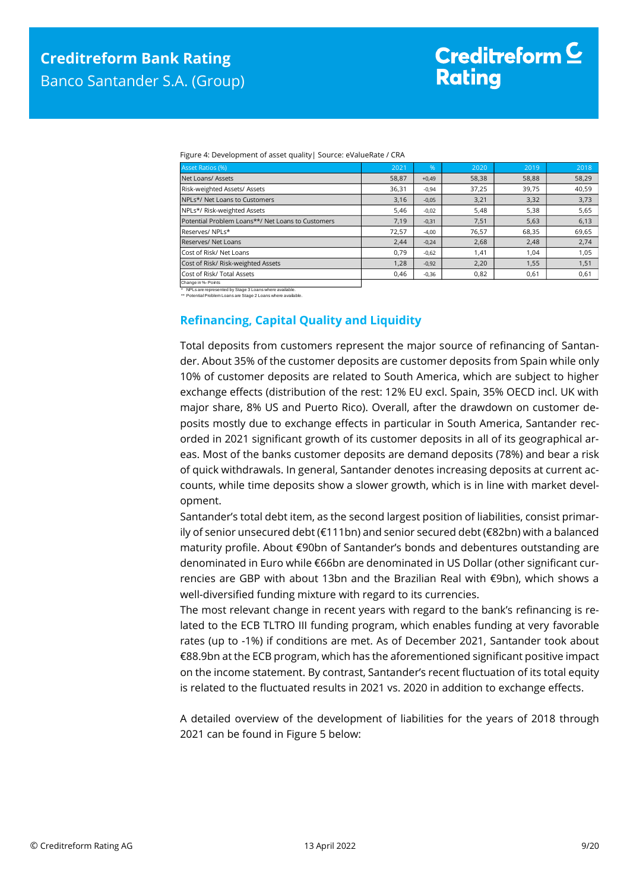Figure 4: Development of asset quality| Source: eValueRate / CRA

| Asset Ratios (%) | 2021 | % | 2020 | 2019 | 2018 |
|---|---|---|---|---|---|
| Net Loans/ Assets | 58,87 | +0,49 | 58,38 | 58,88 | 58,29 |
| Risk-weighted Assets/ Assets | 36,31 | -0,94 | 37,25 | 39,75 | 40,59 |
| NPLs*/ Net Loans to Customers | 3,16 | -0,05 | 3,21 | 3,32 | 3,73 |
| NPLs*/ Risk-weighted Assets | 5,46 | -0,02 | 5,48 | 5,38 | 5,65 |
| Potential Problem Loans**/ Net Loans to Customers | 7,19 | -0,31 | 7,51 | 5,63 | 6,13 |
| Reserves/ NPLs* | 72,57 | -4,00 | 76,57 | 68,35 | 69,65 |
| Reserves/ Net Loans | 2,44 | -0,24 | 2,68 | 2,48 | 2,74 |
| Cost of Risk/ Net Loans | 0,79 | -0,62 | 1,41 | 1,04 | 1,05 |
| Cost of Risk/ Risk-weighted Assets | 1,28 | -0,92 | 2,20 | 1,55 | 1,51 |
| Cost of Risk/ Total Assets | 0,46 | -0,36 | 0,82 | 0,61 | 0,61 |

Change in %- Points

\* NPLs are represented by Stage 3 Loans where available.
\*\* Potential Problem Loans are Stage 2 Loans where available.

## Refinancing, Capital Quality and Liquidity

Total deposits from customers represent the major source of refinancing of Santander. About 35% of the customer deposits are customer deposits from Spain while only 10% of customer deposits are related to South America, which are subject to higher exchange effects (distribution of the rest: 12% EU excl. Spain, 35% OECD incl. UK with major share, 8% US and Puerto Rico). Overall, after the drawdown on customer deposits mostly due to exchange effects in particular in South America, Santander recorded in 2021 significant growth of its customer deposits in all of its geographical areas. Most of the banks customer deposits are demand deposits (78%) and bear a risk of quick withdrawals. In general, Santander denotes increasing deposits at current accounts, while time deposits show a slower growth, which is in line with market development.

Santander's total debt item, as the second largest position of liabilities, consist primarily of senior unsecured debt (€111bn) and senior secured debt (€82bn) with a balanced maturity profile. About €90bn of Santander's bonds and debentures outstanding are denominated in Euro while €66bn are denominated in US Dollar (other significant currencies are GBP with about 13bn and the Brazilian Real with €9bn), which shows a well-diversified funding mixture with regard to its currencies.

The most relevant change in recent years with regard to the bank's refinancing is related to the ECB TLTRO III funding program, which enables funding at very favorable rates (up to -1%) if conditions are met. As of December 2021, Santander took about €88.9bn at the ECB program, which has the aforementioned significant positive impact on the income statement. By contrast, Santander's recent fluctuation of its total equity is related to the fluctuated results in 2021 vs. 2020 in addition to exchange effects.

A detailed overview of the development of liabilities for the years of 2018 through 2021 can be found in Figure 5 below: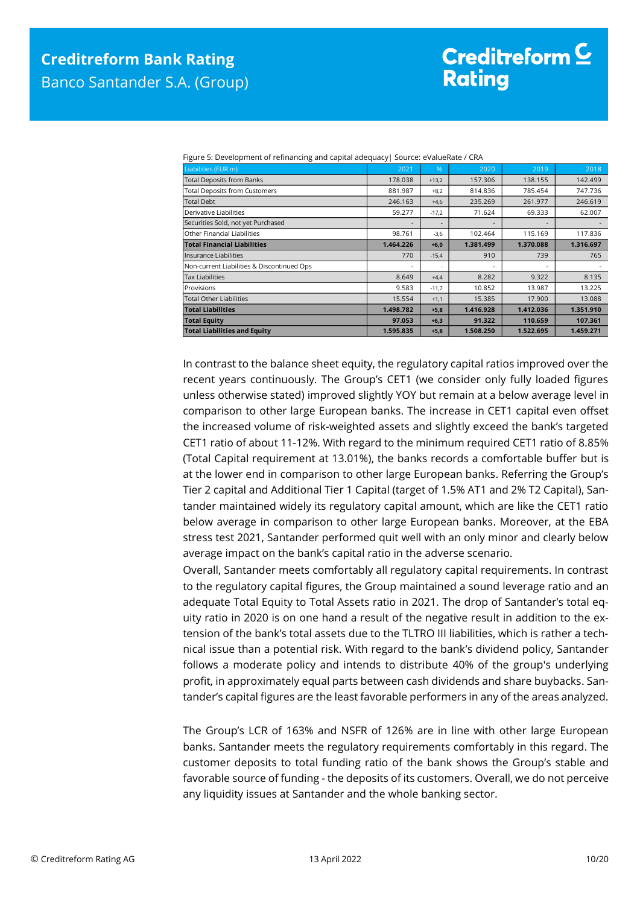Figure 5: Development of refinancing and capital adequacy| Source: eValueRate / CRA

| Liabilities (EUR m) | 2021 | % | 2020 | 2019 | 2018 |
|---|---|---|---|---|---|
| Total Deposits from Banks | 178.038 | +13,2 | 157.306 | 138.155 | 142.499 |
| Total Deposits from Customers | 881.987 | +8,2 | 814.836 | 785.454 | 747.736 |
| Total Debt | 246.163 | +4,6 | 235.269 | 261.977 | 246.619 |
| Derivative Liabilities | 59.277 | -17,2 | 71.624 | 69.333 | 62.007 |
| Securities Sold, not yet Purchased | - | - | - | - | - |
| Other Financial Liabilities | 98.761 | -3,6 | 102.464 | 115.169 | 117.836 |
| **Total Financial Liabilities** | **1.464.226** | **+6,0** | **1.381.499** | **1.370.088** | **1.316.697** |
| Insurance Liabilities | 770 | -15,4 | 910 | 739 | 765 |
| Non-current Liabilities & Discontinued Ops | - | - | - | - | - |
| Tax Liabilities | 8.649 | +4,4 | 8.282 | 9.322 | 8.135 |
| Provisions | 9.583 | -11,7 | 10.852 | 13.987 | 13.225 |
| Total Other Liabilities | 15.554 | +1,1 | 15.385 | 17.900 | 13.088 |
| **Total Liabilities** | **1.498.782** | **+5,8** | **1.416.928** | **1.412.036** | **1.351.910** |
| **Total Equity** | **97.053** | **+6,3** | **91.322** | **110.659** | **107.361** |
| **Total Liabilities and Equity** | **1.595.835** | **+5,8** | **1.508.250** | **1.522.695** | **1.459.271** |

In contrast to the balance sheet equity, the regulatory capital ratios improved over the recent years continuously. The Group's CET1 (we consider only fully loaded figures unless otherwise stated) improved slightly YOY but remain at a below average level in comparison to other large European banks. The increase in CET1 capital even offset the increased volume of risk-weighted assets and slightly exceed the bank's targeted CET1 ratio of about 11-12%. With regard to the minimum required CET1 ratio of 8.85% (Total Capital requirement at 13.01%), the banks records a comfortable buffer but is at the lower end in comparison to other large European banks. Referring the Group's Tier 2 capital and Additional Tier 1 Capital (target of 1.5% AT1 and 2% T2 Capital), Santander maintained widely its regulatory capital amount, which are like the CET1 ratio below average in comparison to other large European banks. Moreover, at the EBA stress test 2021, Santander performed quit well with an only minor and clearly below average impact on the bank's capital ratio in the adverse scenario.

Overall, Santander meets comfortably all regulatory capital requirements. In contrast to the regulatory capital figures, the Group maintained a sound leverage ratio and an adequate Total Equity to Total Assets ratio in 2021. The drop of Santander's total equity ratio in 2020 is on one hand a result of the negative result in addition to the extension of the bank's total assets due to the TLTRO III liabilities, which is rather a technical issue than a potential risk. With regard to the bank's dividend policy, Santander follows a moderate policy and intends to distribute 40% of the group's underlying profit, in approximately equal parts between cash dividends and share buybacks. Santander's capital figures are the least favorable performers in any of the areas analyzed.

The Group's LCR of 163% and NSFR of 126% are in line with other large European banks. Santander meets the regulatory requirements comfortably in this regard. The customer deposits to total funding ratio of the bank shows the Group's stable and favorable source of funding - the deposits of its customers. Overall, we do not perceive any liquidity issues at Santander and the whole banking sector.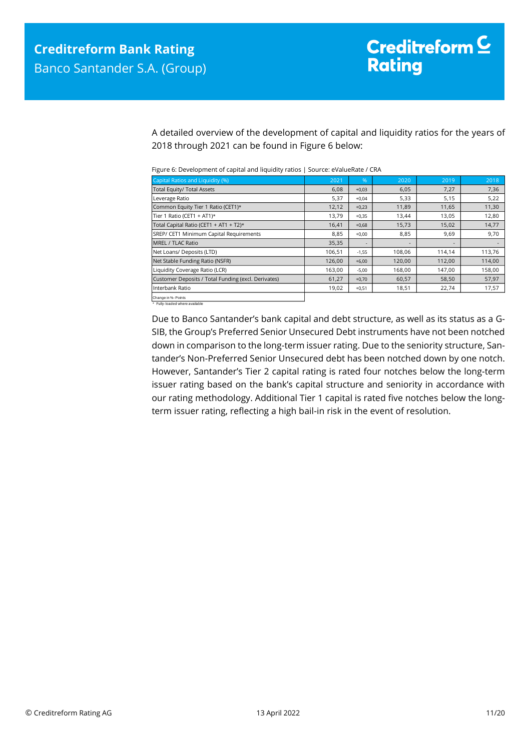A detailed overview of the development of capital and liquidity ratios for the years of 2018 through 2021 can be found in Figure 6 below:

Figure 6: Development of capital and liquidity ratios | Source: eValueRate / CRA

| Capital Ratios and Liquidity (%) | 2021 | % | 2020 | 2019 | 2018 |
|---|---|---|---|---|---|
| Total Equity/ Total Assets | 6,08 | +0,03 | 6,05 | 7,27 | 7,36 |
| Leverage Ratio | 5,37 | +0,04 | 5,33 | 5,15 | 5,22 |
| Common Equity Tier 1 Ratio (CET1)* | 12,12 | +0,23 | 11,89 | 11,65 | 11,30 |
| Tier 1 Ratio (CET1 + AT1)* | 13,79 | +0,35 | 13,44 | 13,05 | 12,80 |
| Total Capital Ratio (CET1 + AT1 + T2)* | 16,41 | +0,68 | 15,73 | 15,02 | 14,77 |
| SREP/ CET1 Minimum Capital Requirements | 8,85 | +0,00 | 8,85 | 9,69 | 9,70 |
| MREL / TLAC Ratio | 35,35 | - | - | - | - |
| Net Loans/ Deposits (LTD) | 106,51 | -1,55 | 108,06 | 114,14 | 113,76 |
| Net Stable Funding Ratio (NSFR) | 126,00 | +6,00 | 120,00 | 112,00 | 114,00 |
| Liquidity Coverage Ratio (LCR) | 163,00 | -5,00 | 168,00 | 147,00 | 158,00 |
| Customer Deposits / Total Funding (excl. Derivates) | 61,27 | +0,70 | 60,57 | 58,50 | 57,97 |
| Interbank Ratio | 19,02 | +0,51 | 18,51 | 22,74 | 17,57 |

Change in %- Points
\* Fully-loaded where available

Due to Banco Santander's bank capital and debt structure, as well as its status as a G-SIB, the Group's Preferred Senior Unsecured Debt instruments have not been notched down in comparison to the long-term issuer rating. Due to the seniority structure, Santander's Non-Preferred Senior Unsecured debt has been notched down by one notch. However, Santander's Tier 2 capital rating is rated four notches below the long-term issuer rating based on the bank's capital structure and seniority in accordance with our rating methodology. Additional Tier 1 capital is rated five notches below the long-term issuer rating, reflecting a high bail-in risk in the event of resolution.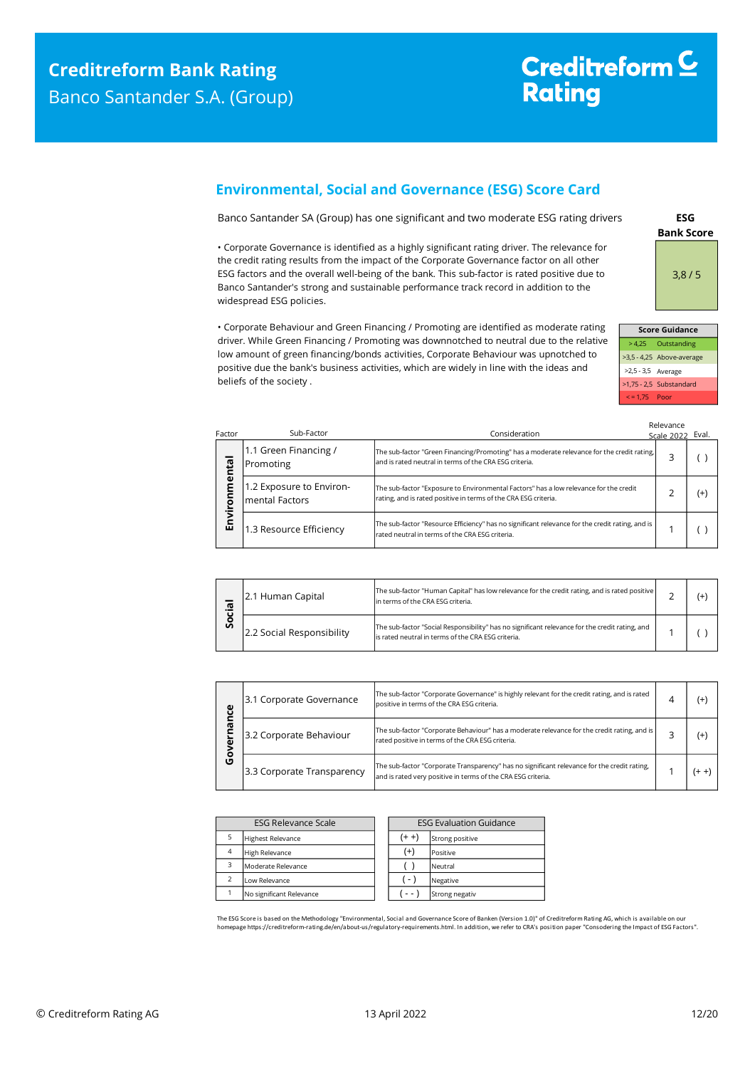## Environmental, Social and Governance (ESG) Score Card

Banco Santander SA (Group) has one significant and two moderate ESG rating drivers

**ESG Bank Score**

3,8 / 5

• Corporate Governance is identified as a highly significant rating driver. The relevance for the credit rating results from the impact of the Corporate Governance factor on all other ESG factors and the overall well-being of the bank. This sub-factor is rated positive due to Banco Santander's strong and sustainable performance track record in addition to the widespread ESG policies.

• Corporate Behaviour and Green Financing / Promoting are identified as moderate rating driver. While Green Financing / Promoting was downnotched to neutral due to the relative low amount of green financing/bonds activities, Corporate Behaviour was upnotched to positive due the bank's business activities, which are widely in line with the ideas and beliefs of the society .

| Score Guidance | |
|---|---|
| > 4,25 | Outstanding |
| >3,5 - 4,25 | Above-average |
| >2,5 - 3,5 | Average |
| >1,75 - 2,5 | Substandard |
| < = 1,75 | Poor |

| Factor | Sub-Factor | Consideration | Relevance Scale 2022 | Eval. |
|---|---|---|---|---|
| Environmental | 1.1 Green Financing / Promoting | The sub-factor "Green Financing/Promoting" has a moderate relevance for the credit rating, and is rated neutral in terms of the CRA ESG criteria. | 3 | ( ) |
| Environmental | 1.2 Exposure to Environ-mental Factors | The sub-factor "Exposure to Environmental Factors" has a low relevance for the credit rating, and is rated positive in terms of the CRA ESG criteria. | 2 | (+) |
| Environmental | 1.3 Resource Efficiency | The sub-factor "Resource Efficiency" has no significant relevance for the credit rating, and is rated neutral in terms of the CRA ESG criteria. | 1 | ( ) |
| Social | 2.1 Human Capital | The sub-factor "Human Capital" has low relevance for the credit rating, and is rated positive in terms of the CRA ESG criteria. | 2 | (+) |
| Social | 2.2 Social Responsibility | The sub-factor "Social Responsibility" has no significant relevance for the credit rating, and is rated neutral in terms of the CRA ESG criteria. | 1 | ( ) |
| Governance | 3.1 Corporate Governance | The sub-factor "Corporate Governance" is highly relevant for the credit rating, and is rated positive in terms of the CRA ESG criteria. | 4 | (+) |
| Governance | 3.2 Corporate Behaviour | The sub-factor "Corporate Behaviour" has a moderate relevance for the credit rating, and is rated positive in terms of the CRA ESG criteria. | 3 | (+) |
| Governance | 3.3 Corporate Transparency | The sub-factor "Corporate Transparency" has no significant relevance for the credit rating, and is rated very positive in terms of the CRA ESG criteria. | 1 | (+ +) |

| ESG Relevance Scale | |
|---|---|
| 5 | Highest Relevance |
| 4 | High Relevance |
| 3 | Moderate Relevance |
| 2 | Low Relevance |
| 1 | No significant Relevance |

| ESG Evaluation Guidance | |
|---|---|
| (+ +) | Strong positive |
| (+) | Positive |
| ( ) | Neutral |
| ( - ) | Negative |
| ( - - ) | Strong negativ |

The ESG Score is based on the Methodology "Environmental, Social and Governance Score of Banken (Version 1.0)" of Creditreform Rating AG, which is available on our homepage https://creditreform-rating.de/en/about-us/regulatory-requirements.html. In addition, we refer to CRA's position paper "Consodering the Impact of ESG Factors".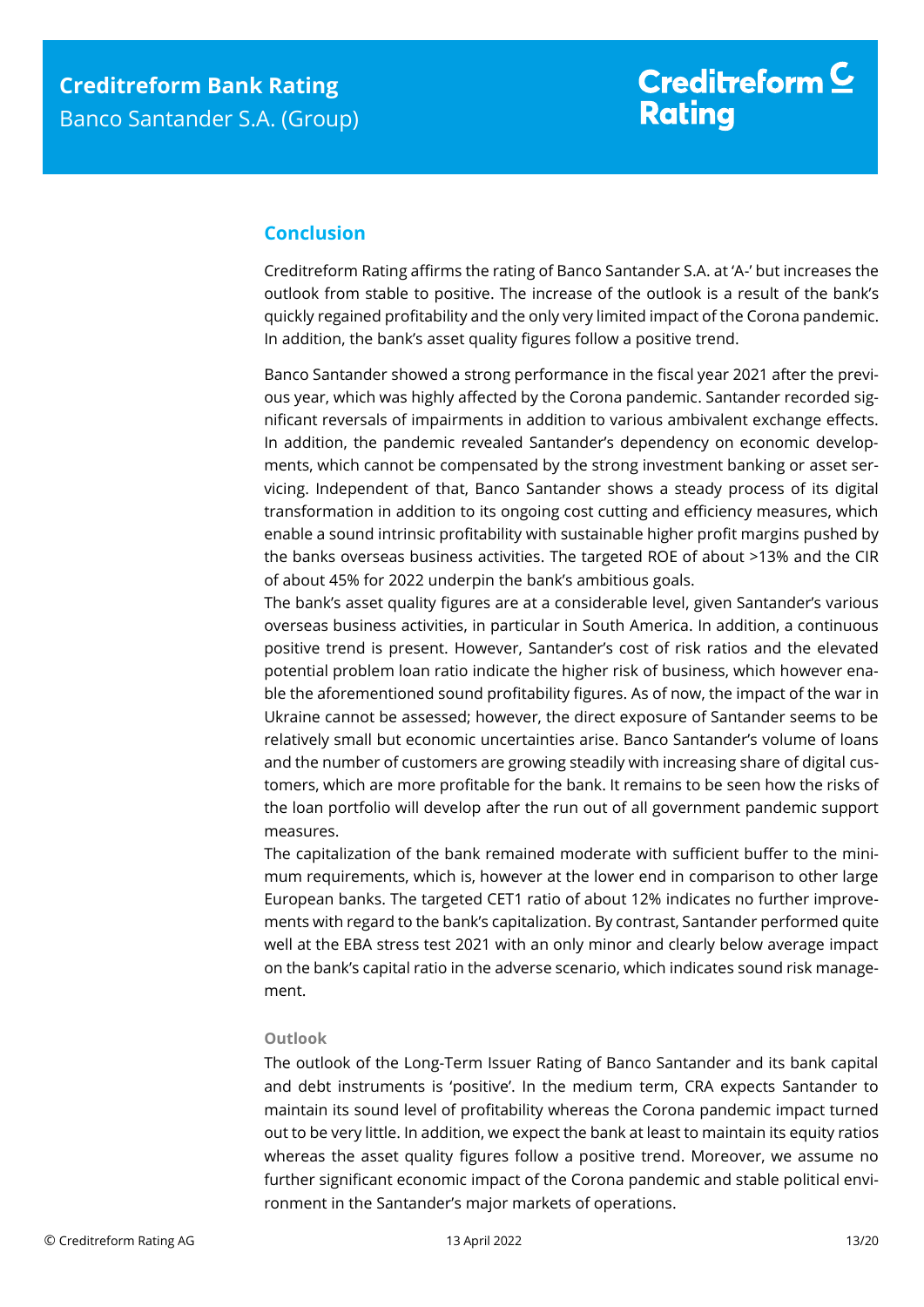## Conclusion

Creditreform Rating affirms the rating of Banco Santander S.A. at 'A-' but increases the outlook from stable to positive. The increase of the outlook is a result of the bank's quickly regained profitability and the only very limited impact of the Corona pandemic. In addition, the bank's asset quality figures follow a positive trend.

Banco Santander showed a strong performance in the fiscal year 2021 after the previous year, which was highly affected by the Corona pandemic. Santander recorded significant reversals of impairments in addition to various ambivalent exchange effects. In addition, the pandemic revealed Santander's dependency on economic developments, which cannot be compensated by the strong investment banking or asset servicing. Independent of that, Banco Santander shows a steady process of its digital transformation in addition to its ongoing cost cutting and efficiency measures, which enable a sound intrinsic profitability with sustainable higher profit margins pushed by the banks overseas business activities. The targeted ROE of about >13% and the CIR of about 45% for 2022 underpin the bank's ambitious goals.

The bank's asset quality figures are at a considerable level, given Santander's various overseas business activities, in particular in South America. In addition, a continuous positive trend is present. However, Santander's cost of risk ratios and the elevated potential problem loan ratio indicate the higher risk of business, which however enable the aforementioned sound profitability figures. As of now, the impact of the war in Ukraine cannot be assessed; however, the direct exposure of Santander seems to be relatively small but economic uncertainties arise. Banco Santander's volume of loans and the number of customers are growing steadily with increasing share of digital customers, which are more profitable for the bank. It remains to be seen how the risks of the loan portfolio will develop after the run out of all government pandemic support measures.

The capitalization of the bank remained moderate with sufficient buffer to the minimum requirements, which is, however at the lower end in comparison to other large European banks. The targeted CET1 ratio of about 12% indicates no further improvements with regard to the bank's capitalization. By contrast, Santander performed quite well at the EBA stress test 2021 with an only minor and clearly below average impact on the bank's capital ratio in the adverse scenario, which indicates sound risk management.

### Outlook

The outlook of the Long-Term Issuer Rating of Banco Santander and its bank capital and debt instruments is 'positive'. In the medium term, CRA expects Santander to maintain its sound level of profitability whereas the Corona pandemic impact turned out to be very little. In addition, we expect the bank at least to maintain its equity ratios whereas the asset quality figures follow a positive trend. Moreover, we assume no further significant economic impact of the Corona pandemic and stable political environment in the Santander's major markets of operations.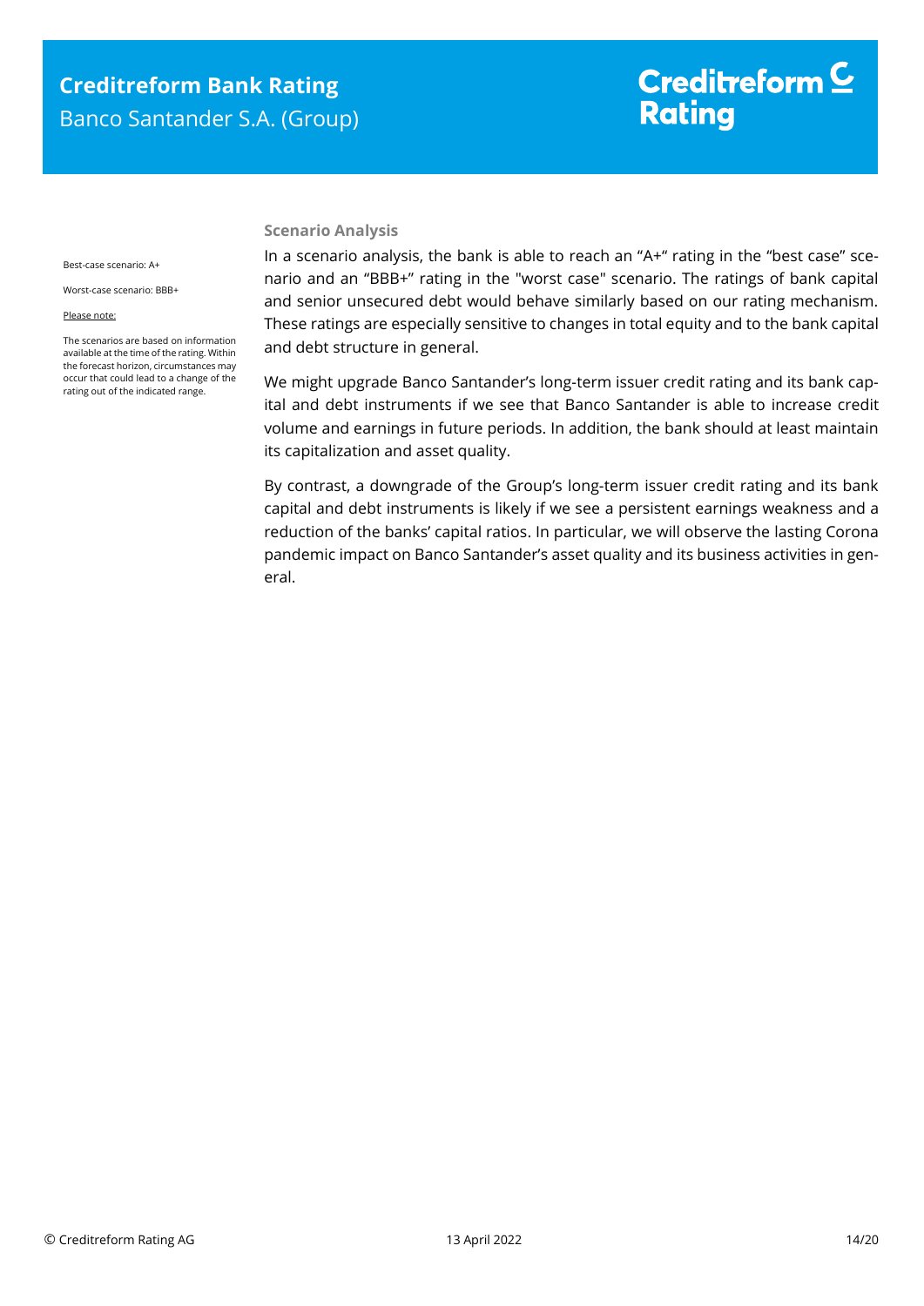### Scenario Analysis

Best-case scenario: A+

Worst-case scenario: BBB+

Please note:

The scenarios are based on information available at the time of the rating. Within the forecast horizon, circumstances may occur that could lead to a change of the rating out of the indicated range.

In a scenario analysis, the bank is able to reach an "A+" rating in the "best case" scenario and an "BBB+" rating in the "worst case" scenario. The ratings of bank capital and senior unsecured debt would behave similarly based on our rating mechanism. These ratings are especially sensitive to changes in total equity and to the bank capital and debt structure in general.

We might upgrade Banco Santander's long-term issuer credit rating and its bank capital and debt instruments if we see that Banco Santander is able to increase credit volume and earnings in future periods. In addition, the bank should at least maintain its capitalization and asset quality.

By contrast, a downgrade of the Group's long-term issuer credit rating and its bank capital and debt instruments is likely if we see a persistent earnings weakness and a reduction of the banks' capital ratios. In particular, we will observe the lasting Corona pandemic impact on Banco Santander's asset quality and its business activities in general.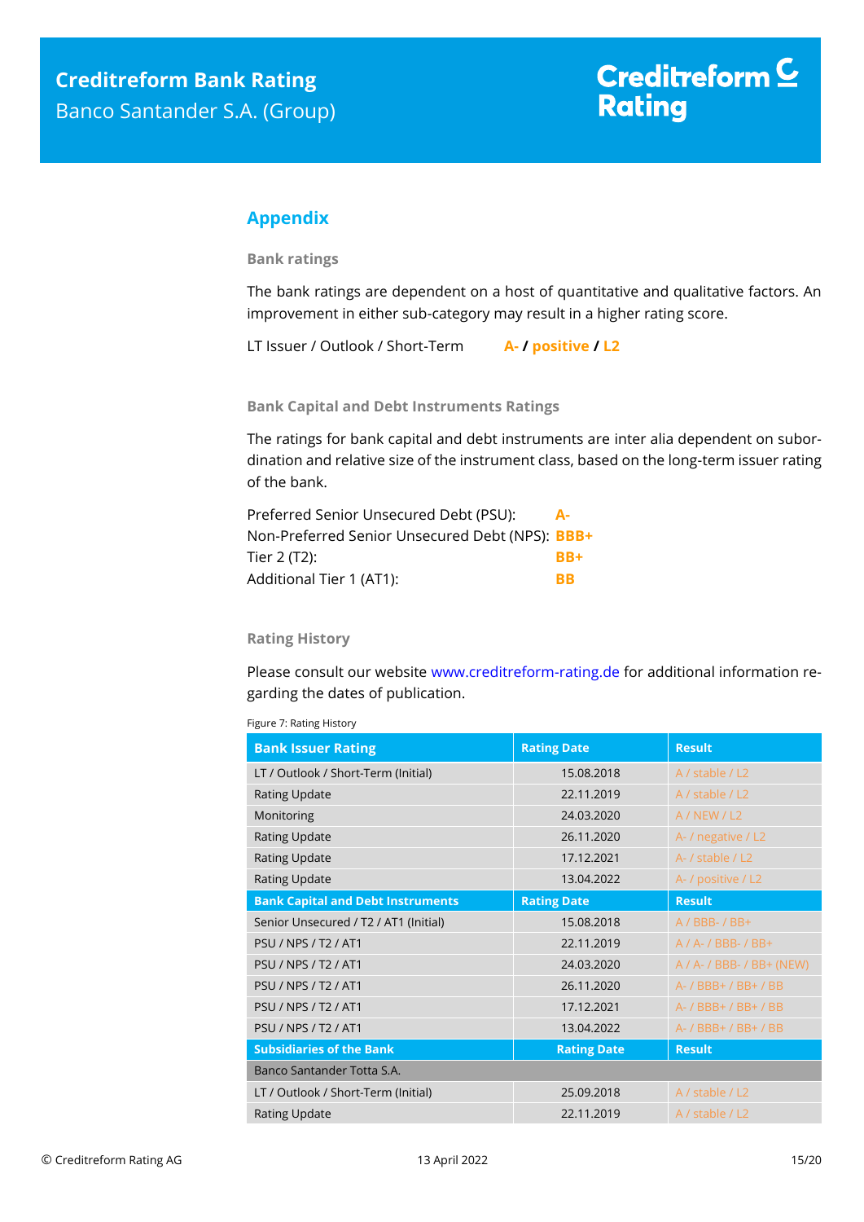## Appendix

### Bank ratings

The bank ratings are dependent on a host of quantitative and qualitative factors. An improvement in either sub-category may result in a higher rating score.

LT Issuer / Outlook / Short-Term **A- / positive / L2**

### Bank Capital and Debt Instruments Ratings

The ratings for bank capital and debt instruments are inter alia dependent on subordination and relative size of the instrument class, based on the long-term issuer rating of the bank.

Preferred Senior Unsecured Debt (PSU): **A-**
Non-Preferred Senior Unsecured Debt (NPS): **BBB+**
Tier 2 (T2): **BB+**
Additional Tier 1 (AT1): **BB**

### Rating History

Please consult our website www.creditreform-rating.de for additional information regarding the dates of publication.

Figure 7: Rating History

| Bank Issuer Rating | Rating Date | Result |
|---|---|---|
| LT / Outlook / Short-Term (Initial) | 15.08.2018 | A / stable / L2 |
| Rating Update | 22.11.2019 | A / stable / L2 |
| Monitoring | 24.03.2020 | A / NEW / L2 |
| Rating Update | 26.11.2020 | A- / negative / L2 |
| Rating Update | 17.12.2021 | A- / stable / L2 |
| Rating Update | 13.04.2022 | A- / positive / L2 |
| **Bank Capital and Debt Instruments** | **Rating Date** | **Result** |
| Senior Unsecured / T2 / AT1 (Initial) | 15.08.2018 | A / BBB- / BB+ |
| PSU / NPS / T2 / AT1 | 22.11.2019 | A / A- / BBB- / BB+ |
| PSU / NPS / T2 / AT1 | 24.03.2020 | A / A- / BBB- / BB+ (NEW) |
| PSU / NPS / T2 / AT1 | 26.11.2020 | A- / BBB+ / BB+ / BB |
| PSU / NPS / T2 / AT1 | 17.12.2021 | A- / BBB+ / BB+ / BB |
| PSU / NPS / T2 / AT1 | 13.04.2022 | A- / BBB+ / BB+ / BB |
| **Subsidiaries of the Bank** | **Rating Date** | **Result** |
| Banco Santander Totta S.A. | | |
| LT / Outlook / Short-Term (Initial) | 25.09.2018 | A / stable / L2 |
| Rating Update | 22.11.2019 | A / stable / L2 |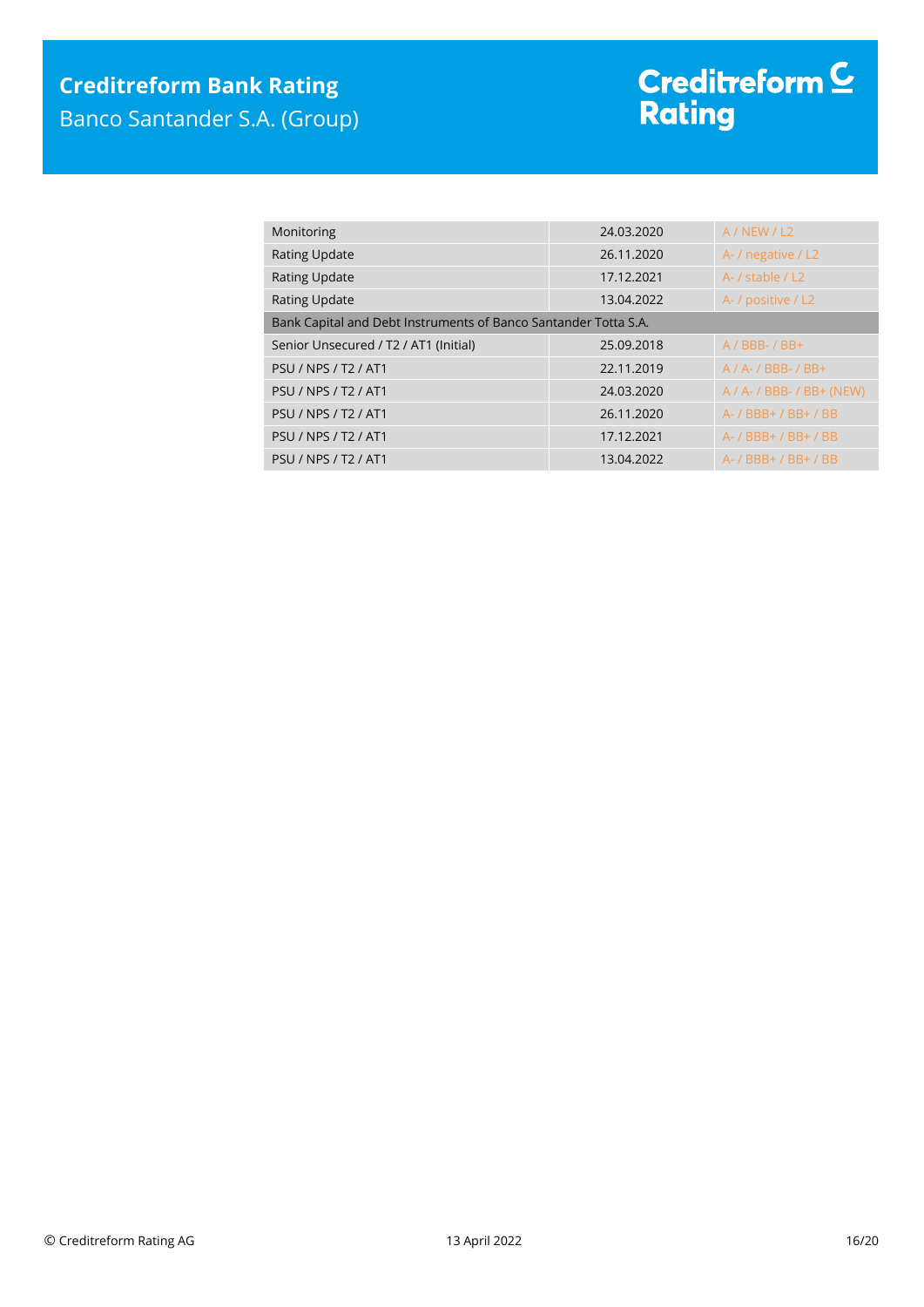| | | |
|---|---|---|
| Monitoring | 24.03.2020 | A / NEW / L2 |
| Rating Update | 26.11.2020 | A- / negative / L2 |
| Rating Update | 17.12.2021 | A- / stable / L2 |
| Rating Update | 13.04.2022 | A- / positive / L2 |
| Bank Capital and Debt Instruments of Banco Santander Totta S.A. | | |
| Senior Unsecured / T2 / AT1 (Initial) | 25.09.2018 | A / BBB- / BB+ |
| PSU / NPS / T2 / AT1 | 22.11.2019 | A / A- / BBB- / BB+ |
| PSU / NPS / T2 / AT1 | 24.03.2020 | A / A- / BBB- / BB+ (NEW) |
| PSU / NPS / T2 / AT1 | 26.11.2020 | A- / BBB+ / BB+ / BB |
| PSU / NPS / T2 / AT1 | 17.12.2021 | A- / BBB+ / BB+ / BB |
| PSU / NPS / T2 / AT1 | 13.04.2022 | A- / BBB+ / BB+ / BB |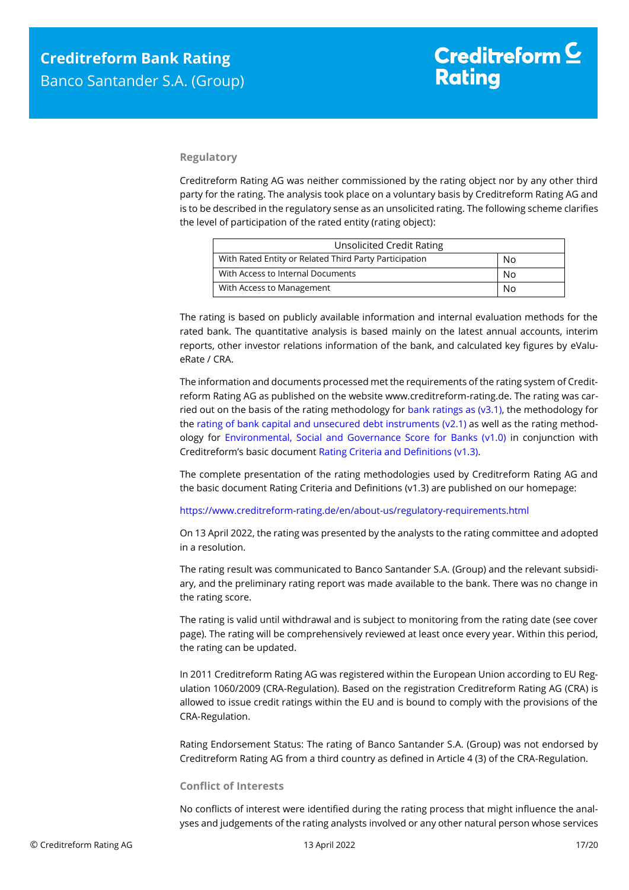### Regulatory

Creditreform Rating AG was neither commissioned by the rating object nor by any other third party for the rating. The analysis took place on a voluntary basis by Creditreform Rating AG and is to be described in the regulatory sense as an unsolicited rating. The following scheme clarifies the level of participation of the rated entity (rating object):

| Unsolicited Credit Rating | |
|---|---|
| With Rated Entity or Related Third Party Participation | No |
| With Access to Internal Documents | No |
| With Access to Management | No |

The rating is based on publicly available information and internal evaluation methods for the rated bank. The quantitative analysis is based mainly on the latest annual accounts, interim reports, other investor relations information of the bank, and calculated key figures by eValueRate / CRA.

The information and documents processed met the requirements of the rating system of Creditreform Rating AG as published on the website www.creditreform-rating.de. The rating was carried out on the basis of the rating methodology for bank ratings as (v3.1), the methodology for the rating of bank capital and unsecured debt instruments (v2.1) as well as the rating methodology for Environmental, Social and Governance Score for Banks (v1.0) in conjunction with Creditreform's basic document Rating Criteria and Definitions (v1.3).

The complete presentation of the rating methodologies used by Creditreform Rating AG and the basic document Rating Criteria and Definitions (v1.3) are published on our homepage:

https://www.creditreform-rating.de/en/about-us/regulatory-requirements.html

On 13 April 2022, the rating was presented by the analysts to the rating committee and adopted in a resolution.

The rating result was communicated to Banco Santander S.A. (Group) and the relevant subsidiary, and the preliminary rating report was made available to the bank. There was no change in the rating score.

The rating is valid until withdrawal and is subject to monitoring from the rating date (see cover page). The rating will be comprehensively reviewed at least once every year. Within this period, the rating can be updated.

In 2011 Creditreform Rating AG was registered within the European Union according to EU Regulation 1060/2009 (CRA-Regulation). Based on the registration Creditreform Rating AG (CRA) is allowed to issue credit ratings within the EU and is bound to comply with the provisions of the CRA-Regulation.

Rating Endorsement Status: The rating of Banco Santander S.A. (Group) was not endorsed by Creditreform Rating AG from a third country as defined in Article 4 (3) of the CRA-Regulation.

### Conflict of Interests

No conflicts of interest were identified during the rating process that might influence the analyses and judgements of the rating analysts involved or any other natural person whose services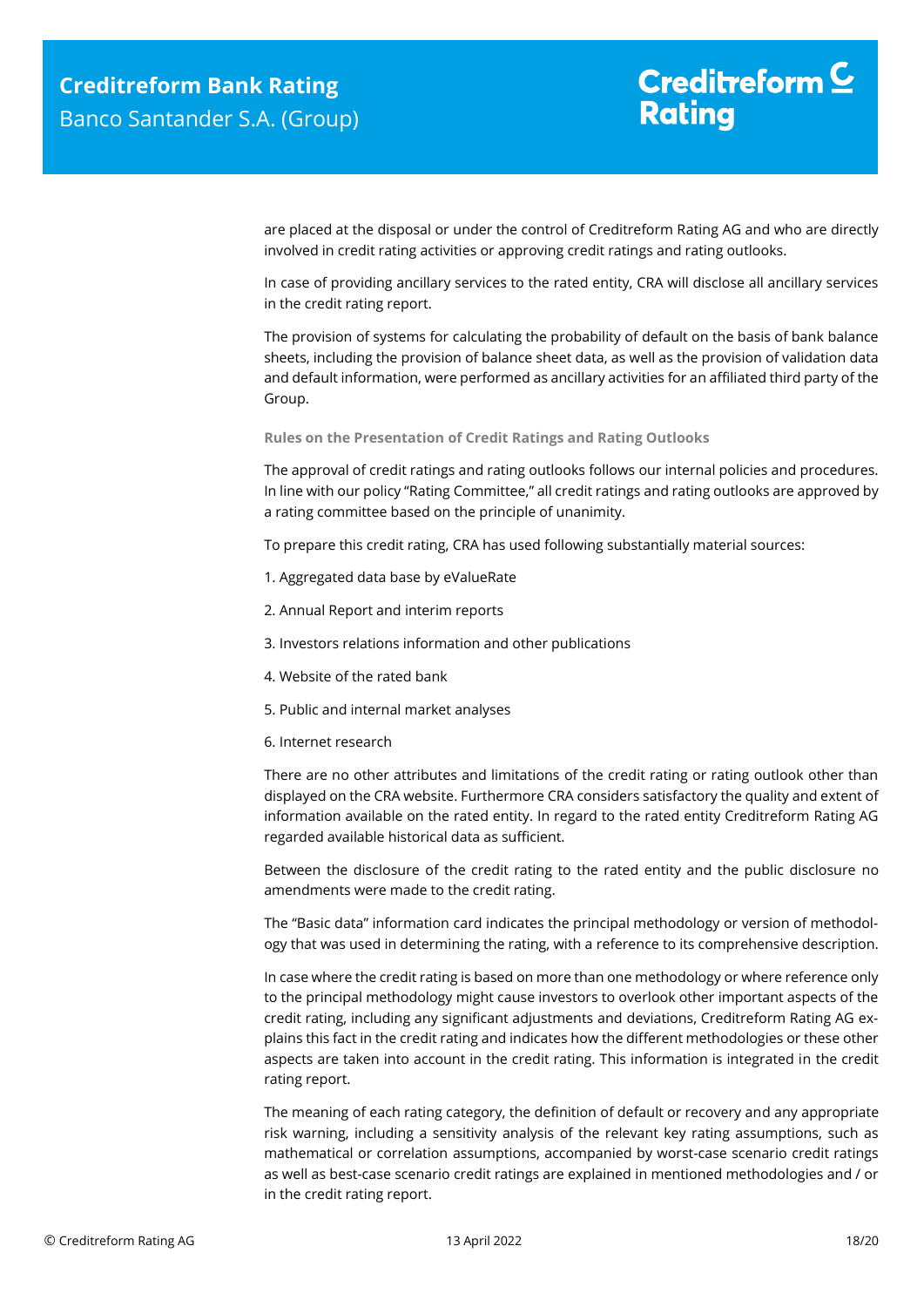are placed at the disposal or under the control of Creditreform Rating AG and who are directly involved in credit rating activities or approving credit ratings and rating outlooks.

In case of providing ancillary services to the rated entity, CRA will disclose all ancillary services in the credit rating report.

The provision of systems for calculating the probability of default on the basis of bank balance sheets, including the provision of balance sheet data, as well as the provision of validation data and default information, were performed as ancillary activities for an affiliated third party of the Group.

#### Rules on the Presentation of Credit Ratings and Rating Outlooks

The approval of credit ratings and rating outlooks follows our internal policies and procedures. In line with our policy "Rating Committee," all credit ratings and rating outlooks are approved by a rating committee based on the principle of unanimity.

To prepare this credit rating, CRA has used following substantially material sources:

1. Aggregated data base by eValueRate

2. Annual Report and interim reports

3. Investors relations information and other publications

4. Website of the rated bank

5. Public and internal market analyses

6. Internet research

There are no other attributes and limitations of the credit rating or rating outlook other than displayed on the CRA website. Furthermore CRA considers satisfactory the quality and extent of information available on the rated entity. In regard to the rated entity Creditreform Rating AG regarded available historical data as sufficient.

Between the disclosure of the credit rating to the rated entity and the public disclosure no amendments were made to the credit rating.

The "Basic data" information card indicates the principal methodology or version of methodology that was used in determining the rating, with a reference to its comprehensive description.

In case where the credit rating is based on more than one methodology or where reference only to the principal methodology might cause investors to overlook other important aspects of the credit rating, including any significant adjustments and deviations, Creditreform Rating AG explains this fact in the credit rating and indicates how the different methodologies or these other aspects are taken into account in the credit rating. This information is integrated in the credit rating report.

The meaning of each rating category, the definition of default or recovery and any appropriate risk warning, including a sensitivity analysis of the relevant key rating assumptions, such as mathematical or correlation assumptions, accompanied by worst-case scenario credit ratings as well as best-case scenario credit ratings are explained in mentioned methodologies and / or in the credit rating report.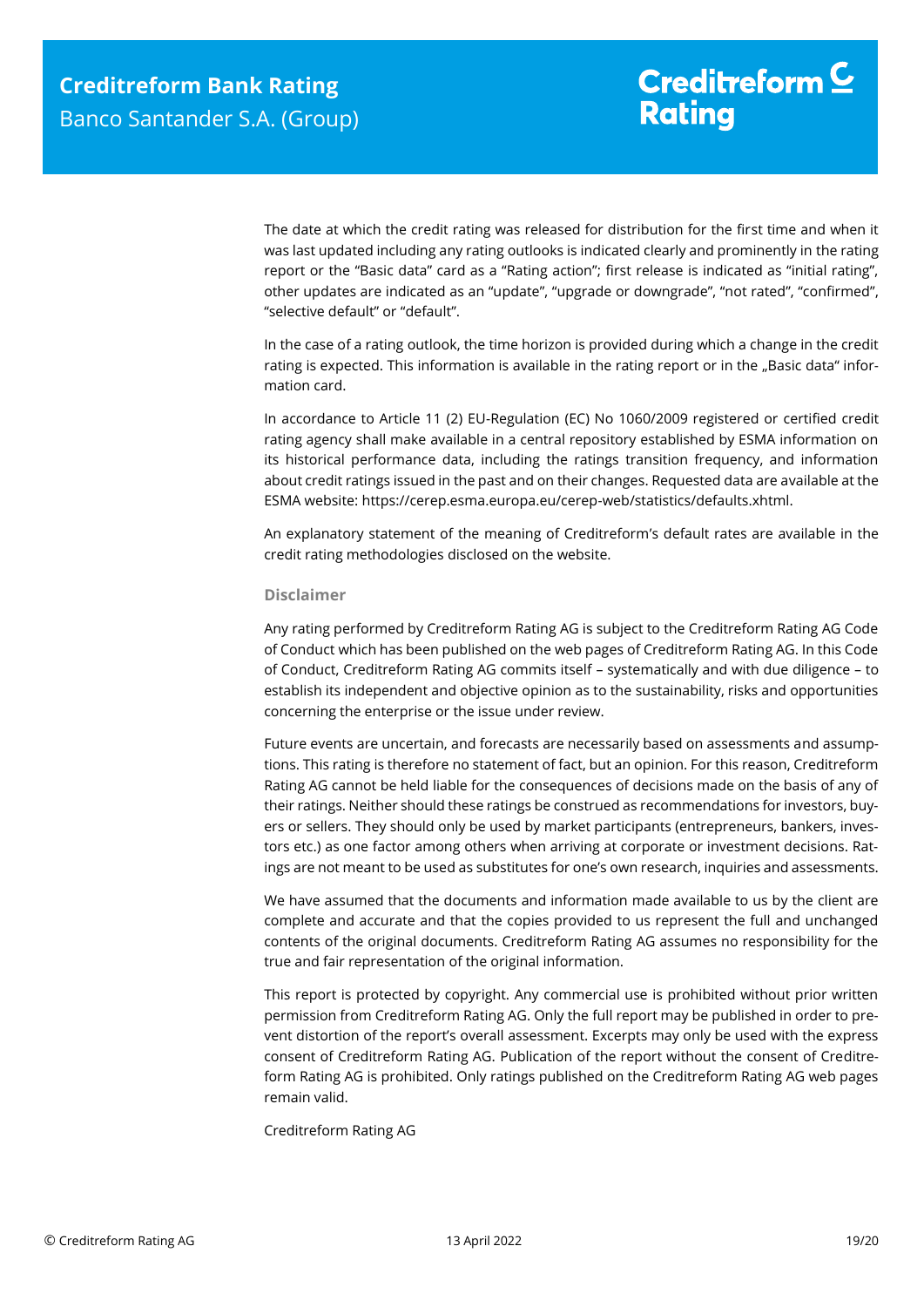The date at which the credit rating was released for distribution for the first time and when it was last updated including any rating outlooks is indicated clearly and prominently in the rating report or the "Basic data" card as a "Rating action"; first release is indicated as "initial rating", other updates are indicated as an "update", "upgrade or downgrade", "not rated", "confirmed", "selective default" or "default".

In the case of a rating outlook, the time horizon is provided during which a change in the credit rating is expected. This information is available in the rating report or in the „Basic data" information card.

In accordance to Article 11 (2) EU-Regulation (EC) No 1060/2009 registered or certified credit rating agency shall make available in a central repository established by ESMA information on its historical performance data, including the ratings transition frequency, and information about credit ratings issued in the past and on their changes. Requested data are available at the ESMA website: https://cerep.esma.europa.eu/cerep-web/statistics/defaults.xhtml.

An explanatory statement of the meaning of Creditreform's default rates are available in the credit rating methodologies disclosed on the website.

### Disclaimer

Any rating performed by Creditreform Rating AG is subject to the Creditreform Rating AG Code of Conduct which has been published on the web pages of Creditreform Rating AG. In this Code of Conduct, Creditreform Rating AG commits itself – systematically and with due diligence – to establish its independent and objective opinion as to the sustainability, risks and opportunities concerning the enterprise or the issue under review.

Future events are uncertain, and forecasts are necessarily based on assessments and assumptions. This rating is therefore no statement of fact, but an opinion. For this reason, Creditreform Rating AG cannot be held liable for the consequences of decisions made on the basis of any of their ratings. Neither should these ratings be construed as recommendations for investors, buyers or sellers. They should only be used by market participants (entrepreneurs, bankers, investors etc.) as one factor among others when arriving at corporate or investment decisions. Ratings are not meant to be used as substitutes for one's own research, inquiries and assessments.

We have assumed that the documents and information made available to us by the client are complete and accurate and that the copies provided to us represent the full and unchanged contents of the original documents. Creditreform Rating AG assumes no responsibility for the true and fair representation of the original information.

This report is protected by copyright. Any commercial use is prohibited without prior written permission from Creditreform Rating AG. Only the full report may be published in order to prevent distortion of the report's overall assessment. Excerpts may only be used with the express consent of Creditreform Rating AG. Publication of the report without the consent of Creditreform Rating AG is prohibited. Only ratings published on the Creditreform Rating AG web pages remain valid.

Creditreform Rating AG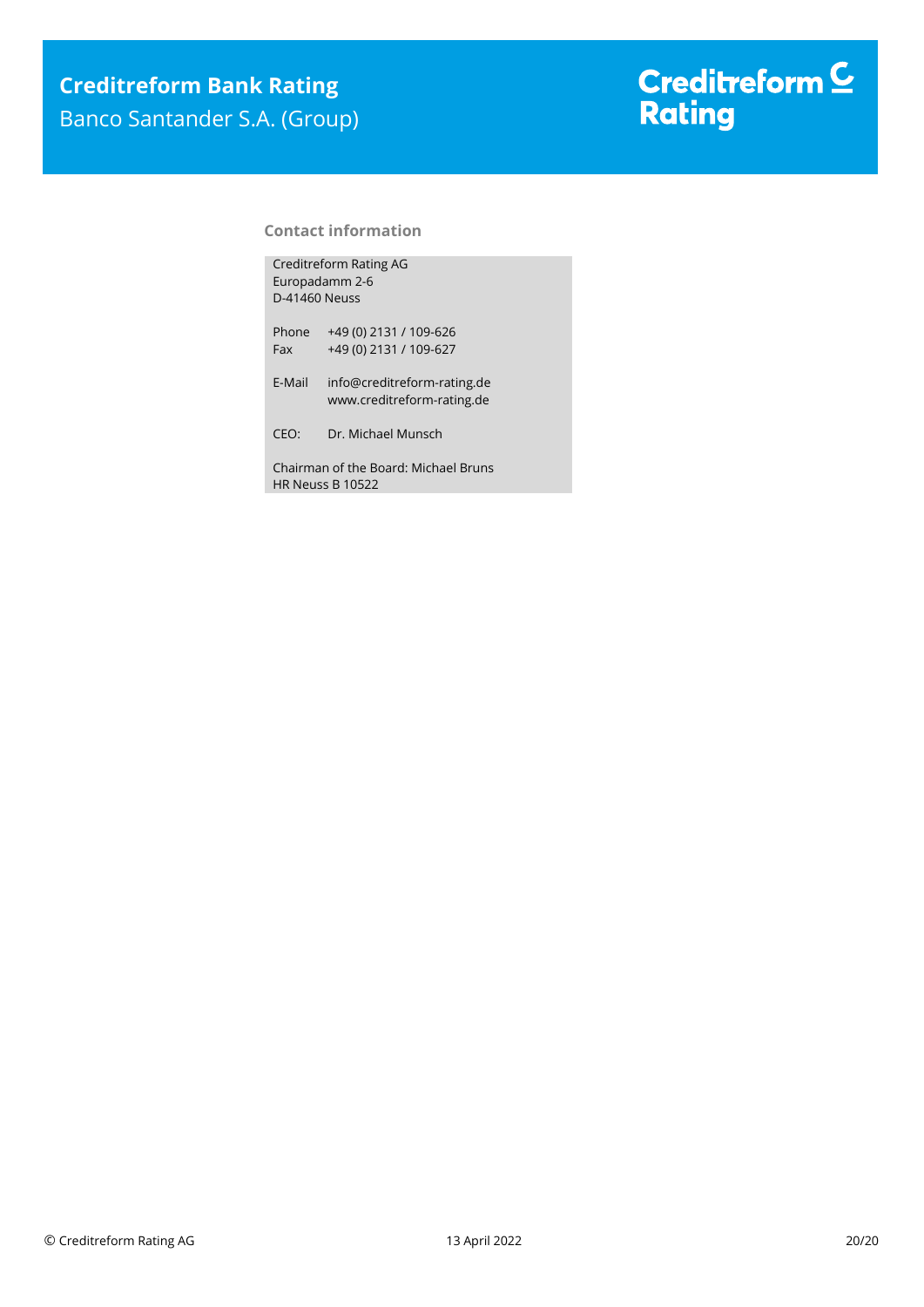### Contact information

Creditreform Rating AG
Europadamm 2-6
D-41460 Neuss

Phone +49 (0) 2131 / 109-626
Fax +49 (0) 2131 / 109-627

E-Mail info@creditreform-rating.de
www.creditreform-rating.de

CEO: Dr. Michael Munsch

Chairman of the Board: Michael Bruns
HR Neuss B 10522